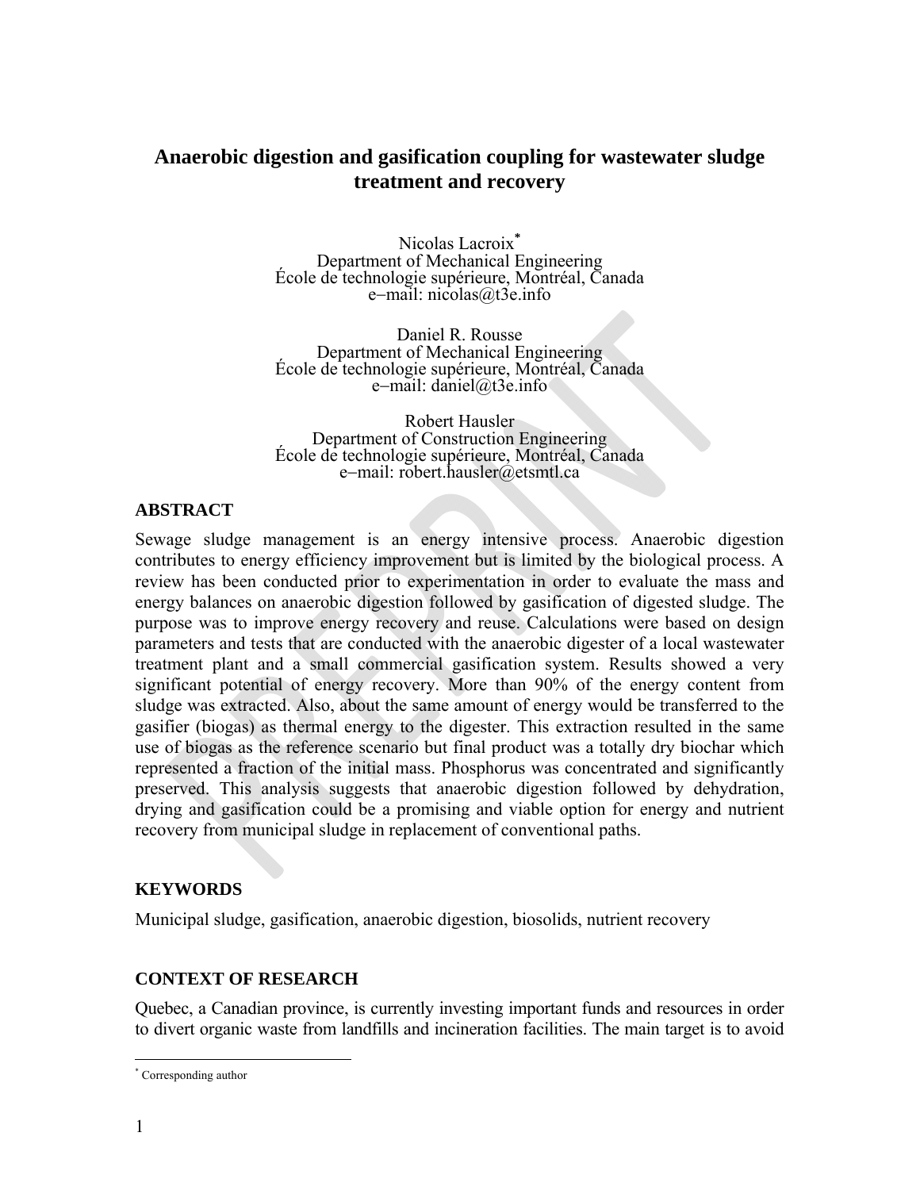# Anaerobic digestion and gasification coupling for wastewater sludge treatment and recovery

Nicolas Lacroix[*]
Department of Mechanical Engineering
École de technologie supérieure, Montréal, Canada
e–mail: nicolas@t3e.info

Daniel R. Rousse
Department of Mechanical Engineering
École de technologie supérieure, Montréal, Canada
e–mail: daniel@t3e.info

Robert Hausler
Department of Construction Engineering
École de technologie supérieure, Montréal, Canada
e–mail: robert.hausler@etsmtl.ca

## ABSTRACT

Sewage sludge management is an energy intensive process. Anaerobic digestion contributes to energy efficiency improvement but is limited by the biological process. A review has been conducted prior to experimentation in order to evaluate the mass and energy balances on anaerobic digestion followed by gasification of digested sludge. The purpose was to improve energy recovery and reuse. Calculations were based on design parameters and tests that are conducted with the anaerobic digester of a local wastewater treatment plant and a small commercial gasification system. Results showed a very significant potential of energy recovery. More than 90% of the energy content from sludge was extracted. Also, about the same amount of energy would be transferred to the gasifier (biogas) as thermal energy to the digester. This extraction resulted in the same use of biogas as the reference scenario but final product was a totally dry biochar which represented a fraction of the initial mass. Phosphorus was concentrated and significantly preserved. This analysis suggests that anaerobic digestion followed by dehydration, drying and gasification could be a promising and viable option for energy and nutrient recovery from municipal sludge in replacement of conventional paths.

## KEYWORDS

Municipal sludge, gasification, anaerobic digestion, biosolids, nutrient recovery

## CONTEXT OF RESEARCH

Quebec, a Canadian province, is currently investing important funds and resources in order to divert organic waste from landfills and incineration facilities. The main target is to avoid

[*] Corresponding author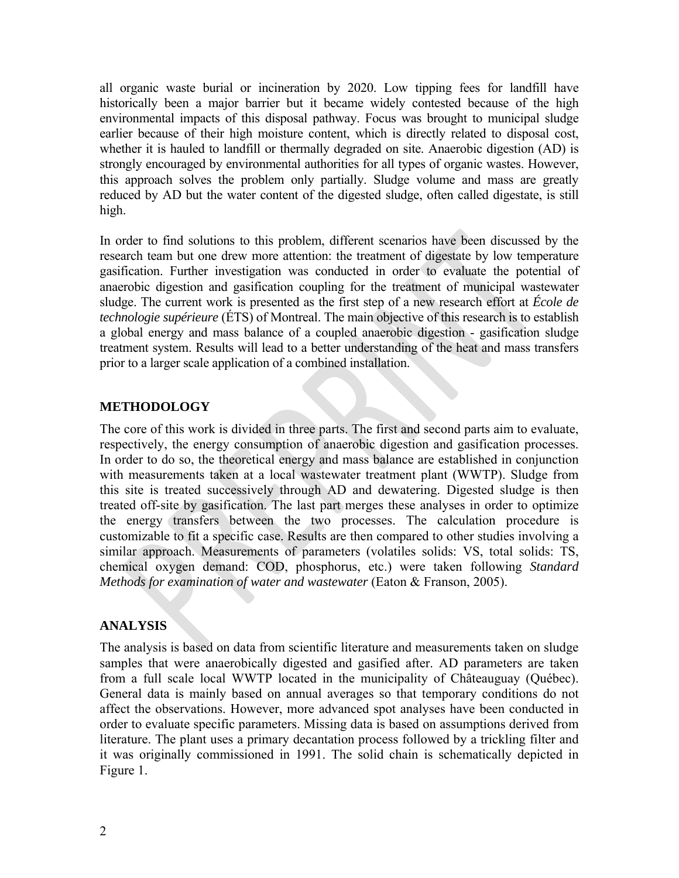all organic waste burial or incineration by 2020. Low tipping fees for landfill have historically been a major barrier but it became widely contested because of the high environmental impacts of this disposal pathway. Focus was brought to municipal sludge earlier because of their high moisture content, which is directly related to disposal cost, whether it is hauled to landfill or thermally degraded on site. Anaerobic digestion (AD) is strongly encouraged by environmental authorities for all types of organic wastes. However, this approach solves the problem only partially. Sludge volume and mass are greatly reduced by AD but the water content of the digested sludge, often called digestate, is still high.

In order to find solutions to this problem, different scenarios have been discussed by the research team but one drew more attention: the treatment of digestate by low temperature gasification. Further investigation was conducted in order to evaluate the potential of anaerobic digestion and gasification coupling for the treatment of municipal wastewater sludge. The current work is presented as the first step of a new research effort at *École de technologie supérieure* (ÉTS) of Montreal. The main objective of this research is to establish a global energy and mass balance of a coupled anaerobic digestion - gasification sludge treatment system. Results will lead to a better understanding of the heat and mass transfers prior to a larger scale application of a combined installation.

## METHODOLOGY

The core of this work is divided in three parts. The first and second parts aim to evaluate, respectively, the energy consumption of anaerobic digestion and gasification processes. In order to do so, the theoretical energy and mass balance are established in conjunction with measurements taken at a local wastewater treatment plant (WWTP). Sludge from this site is treated successively through AD and dewatering. Digested sludge is then treated off-site by gasification. The last part merges these analyses in order to optimize the energy transfers between the two processes. The calculation procedure is customizable to fit a specific case. Results are then compared to other studies involving a similar approach. Measurements of parameters (volatiles solids: VS, total solids: TS, chemical oxygen demand: COD, phosphorus, etc.) were taken following *Standard Methods for examination of water and wastewater* (Eaton & Franson, 2005).

## ANALYSIS

The analysis is based on data from scientific literature and measurements taken on sludge samples that were anaerobically digested and gasified after. AD parameters are taken from a full scale local WWTP located in the municipality of Châteauguay (Québec). General data is mainly based on annual averages so that temporary conditions do not affect the observations. However, more advanced spot analyses have been conducted in order to evaluate specific parameters. Missing data is based on assumptions derived from literature. The plant uses a primary decantation process followed by a trickling filter and it was originally commissioned in 1991. The solid chain is schematically depicted in Figure 1.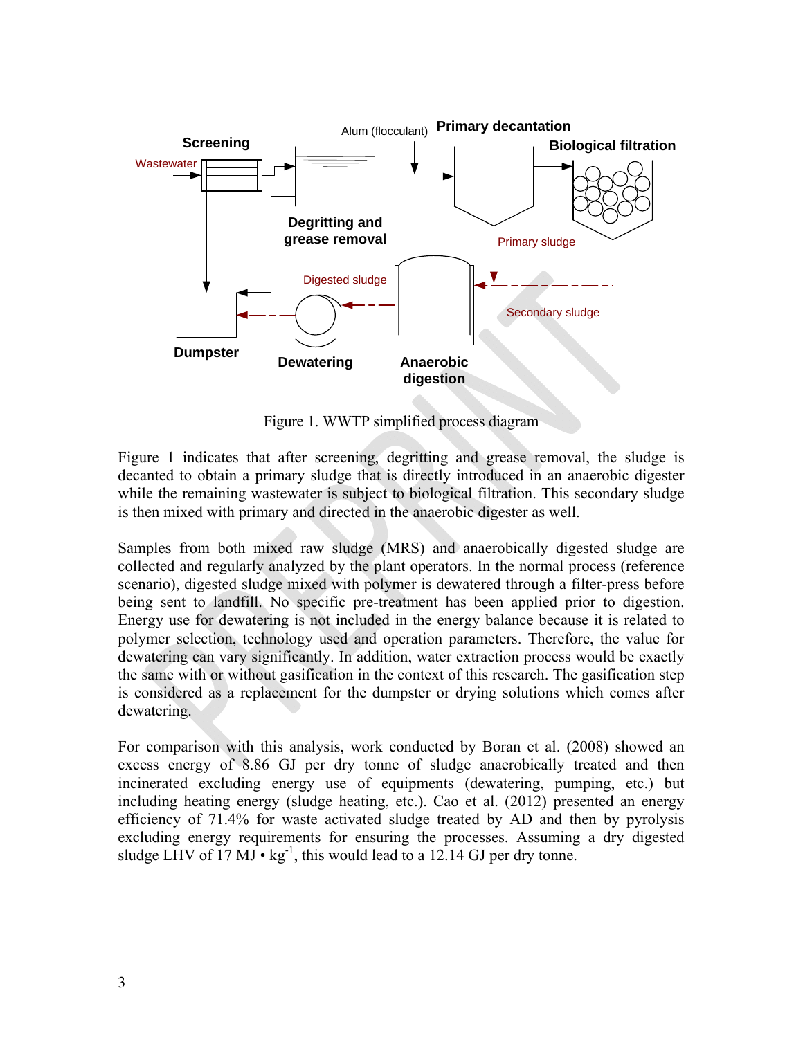Figure 1. WWTP simplified process diagram

Figure 1 indicates that after screening, degritting and grease removal, the sludge is decanted to obtain a primary sludge that is directly introduced in an anaerobic digester while the remaining wastewater is subject to biological filtration. This secondary sludge is then mixed with primary and directed in the anaerobic digester as well.

Samples from both mixed raw sludge (MRS) and anaerobically digested sludge are collected and regularly analyzed by the plant operators. In the normal process (reference scenario), digested sludge mixed with polymer is dewatered through a filter-press before being sent to landfill. No specific pre-treatment has been applied prior to digestion. Energy use for dewatering is not included in the energy balance because it is related to polymer selection, technology used and operation parameters. Therefore, the value for dewatering can vary significantly. In addition, water extraction process would be exactly the same with or without gasification in the context of this research. The gasification step is considered as a replacement for the dumpster or drying solutions which comes after dewatering.

For comparison with this analysis, work conducted by Boran et al. (2008) showed an excess energy of 8.86 GJ per dry tonne of sludge anaerobically treated and then incinerated excluding energy use of equipments (dewatering, pumping, etc.) but including heating energy (sludge heating, etc.). Cao et al. (2012) presented an energy efficiency of 71.4% for waste activated sludge treated by AD and then by pyrolysis excluding energy requirements for ensuring the processes. Assuming a dry digested sludge LHV of 17 MJ • $kg^{-1}$, this would lead to a 12.14 GJ per dry tonne.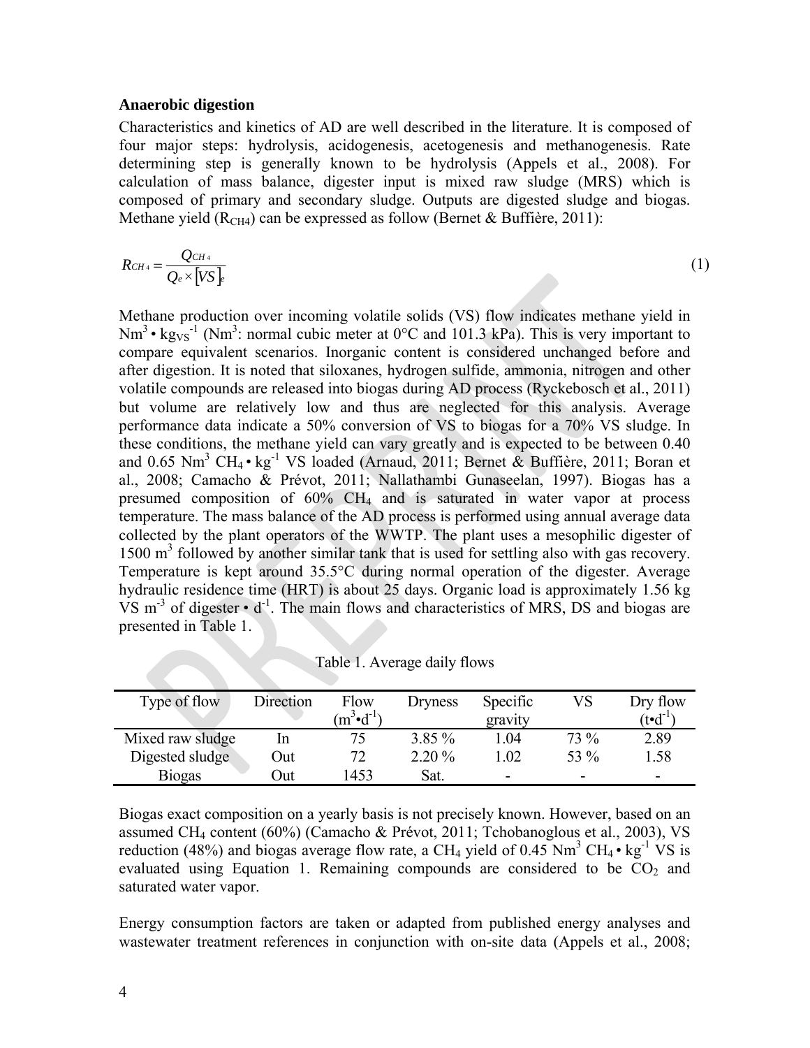### Anaerobic digestion

Characteristics and kinetics of AD are well described in the literature. It is composed of four major steps: hydrolysis, acidogenesis, acetogenesis and methanogenesis. Rate determining step is generally known to be hydrolysis (Appels et al., 2008). For calculation of mass balance, digester input is mixed raw sludge (MRS) which is composed of primary and secondary sludge. Outputs are digested sludge and biogas. Methane yield ($R_{CH4}$) can be expressed as follow (Bernet & Buffière, 2011):

$$R_{CH4} = \frac{Q_{CH4}}{Q_e \times [VS]_e} \tag{1}$$

Methane production over incoming volatile solids (VS) flow indicates methane yield in $Nm^3 \cdot kg_{VS}^{-1}$ ($Nm^3$: normal cubic meter at 0°C and 101.3 kPa). This is very important to compare equivalent scenarios. Inorganic content is considered unchanged before and after digestion. It is noted that siloxanes, hydrogen sulfide, ammonia, nitrogen and other volatile compounds are released into biogas during AD process (Ryckebosch et al., 2011) but volume are relatively low and thus are neglected for this analysis. Average performance data indicate a 50% conversion of VS to biogas for a 70% VS sludge. In these conditions, the methane yield can vary greatly and is expected to be between 0.40 and 0.65 $Nm^3$ $CH_4 \cdot kg^{-1}$ VS loaded (Arnaud, 2011; Bernet & Buffière, 2011; Boran et al., 2008; Camacho & Prévot, 2011; Nallathambi Gunaseelan, 1997). Biogas has a presumed composition of 60% $CH_4$ and is saturated in water vapor at process temperature. The mass balance of the AD process is performed using annual average data collected by the plant operators of the WWTP. The plant uses a mesophilic digester of 1500 $m^3$ followed by another similar tank that is used for settling also with gas recovery. Temperature is kept around 35.5°C during normal operation of the digester. Average hydraulic residence time (HRT) is about 25 days. Organic load is approximately 1.56 kg VS $m^{-3}$ of digester $\cdot$ $d^{-1}$. The main flows and characteristics of MRS, DS and biogas are presented in Table 1.

Table 1. Average daily flows

| Type of flow | Direction | Flow ($m^3 \cdot d^{-1}$) | Dryness | Specific gravity | VS | Dry flow ($t \cdot d^{-1}$) |
|---|---|---|---|---|---|---|
| Mixed raw sludge | In | 75 | 3.85 % | 1.04 | 73 % | 2.89 |
| Digested sludge | Out | 72 | 2.20 % | 1.02 | 53 % | 1.58 |
| Biogas | Out | 1453 | Sat. | - | - | - |

Biogas exact composition on a yearly basis is not precisely known. However, based on an assumed $CH_4$ content (60%) (Camacho & Prévot, 2011; Tchobanoglous et al., 2003), VS reduction (48%) and biogas average flow rate, a $CH_4$ yield of 0.45 $Nm^3$ $CH_4 \cdot kg^{-1}$ VS is evaluated using Equation 1. Remaining compounds are considered to be $CO_2$ and saturated water vapor.

Energy consumption factors are taken or adapted from published energy analyses and wastewater treatment references in conjunction with on-site data (Appels et al., 2008;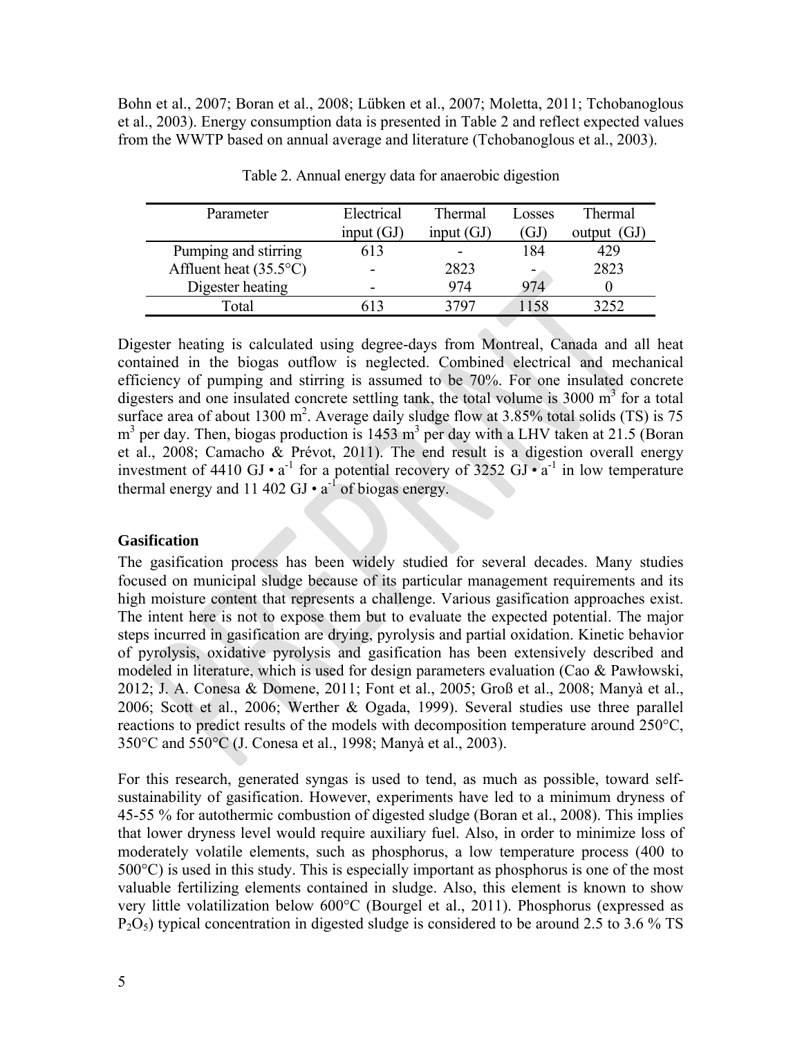Bohn et al., 2007; Boran et al., 2008; Lübken et al., 2007; Moletta, 2011; Tchobanoglous et al., 2003). Energy consumption data is presented in Table 2 and reflect expected values from the WWTP based on annual average and literature (Tchobanoglous et al., 2003).

Table 2. Annual energy data for anaerobic digestion

| Parameter | Electrical input (GJ) | Thermal input (GJ) | Losses (GJ) | Thermal output (GJ) |
|---|---|---|---|---|
| Pumping and stirring | 613 | - | 184 | 429 |
| Affluent heat (35.5°C) | - | 2823 | - | 2823 |
| Digester heating | - | 974 | 974 | 0 |
| Total | 613 | 3797 | 1158 | 3252 |

Digester heating is calculated using degree-days from Montreal, Canada and all heat contained in the biogas outflow is neglected. Combined electrical and mechanical efficiency of pumping and stirring is assumed to be 70%. For one insulated concrete digesters and one insulated concrete settling tank, the total volume is 3000 $m^3$ for a total surface area of about 1300 $m^2$. Average daily sludge flow at 3.85% total solids (TS) is 75 $m^3$ per day. Then, biogas production is 1453 $m^3$ per day with a LHV taken at 21.5 (Boran et al., 2008; Camacho & Prévot, 2011). The end result is a digestion overall energy investment of 4410 $GJ \cdot a^{-1}$ for a potential recovery of 3252 $GJ \cdot a^{-1}$ in low temperature thermal energy and 11 402 $GJ \cdot a^{-1}$ of biogas energy.

## Gasification

The gasification process has been widely studied for several decades. Many studies focused on municipal sludge because of its particular management requirements and its high moisture content that represents a challenge. Various gasification approaches exist. The intent here is not to expose them but to evaluate the expected potential. The major steps incurred in gasification are drying, pyrolysis and partial oxidation. Kinetic behavior of pyrolysis, oxidative pyrolysis and gasification has been extensively described and modeled in literature, which is used for design parameters evaluation (Cao & Pawłowski, 2012; J. A. Conesa & Domene, 2011; Font et al., 2005; Groß et al., 2008; Manyà et al., 2006; Scott et al., 2006; Werther & Ogada, 1999). Several studies use three parallel reactions to predict results of the models with decomposition temperature around 250°C, 350°C and 550°C (J. Conesa et al., 1998; Manyà et al., 2003).

For this research, generated syngas is used to tend, as much as possible, toward self-sustainability of gasification. However, experiments have led to a minimum dryness of 45-55 % for autothermic combustion of digested sludge (Boran et al., 2008). This implies that lower dryness level would require auxiliary fuel. Also, in order to minimize loss of moderately volatile elements, such as phosphorus, a low temperature process (400 to 500°C) is used in this study. This is especially important as phosphorus is one of the most valuable fertilizing elements contained in sludge. Also, this element is known to show very little volatilization below 600°C (Bourgel et al., 2011). Phosphorus (expressed as $P_2O_5$) typical concentration in digested sludge is considered to be around 2.5 to 3.6 % TS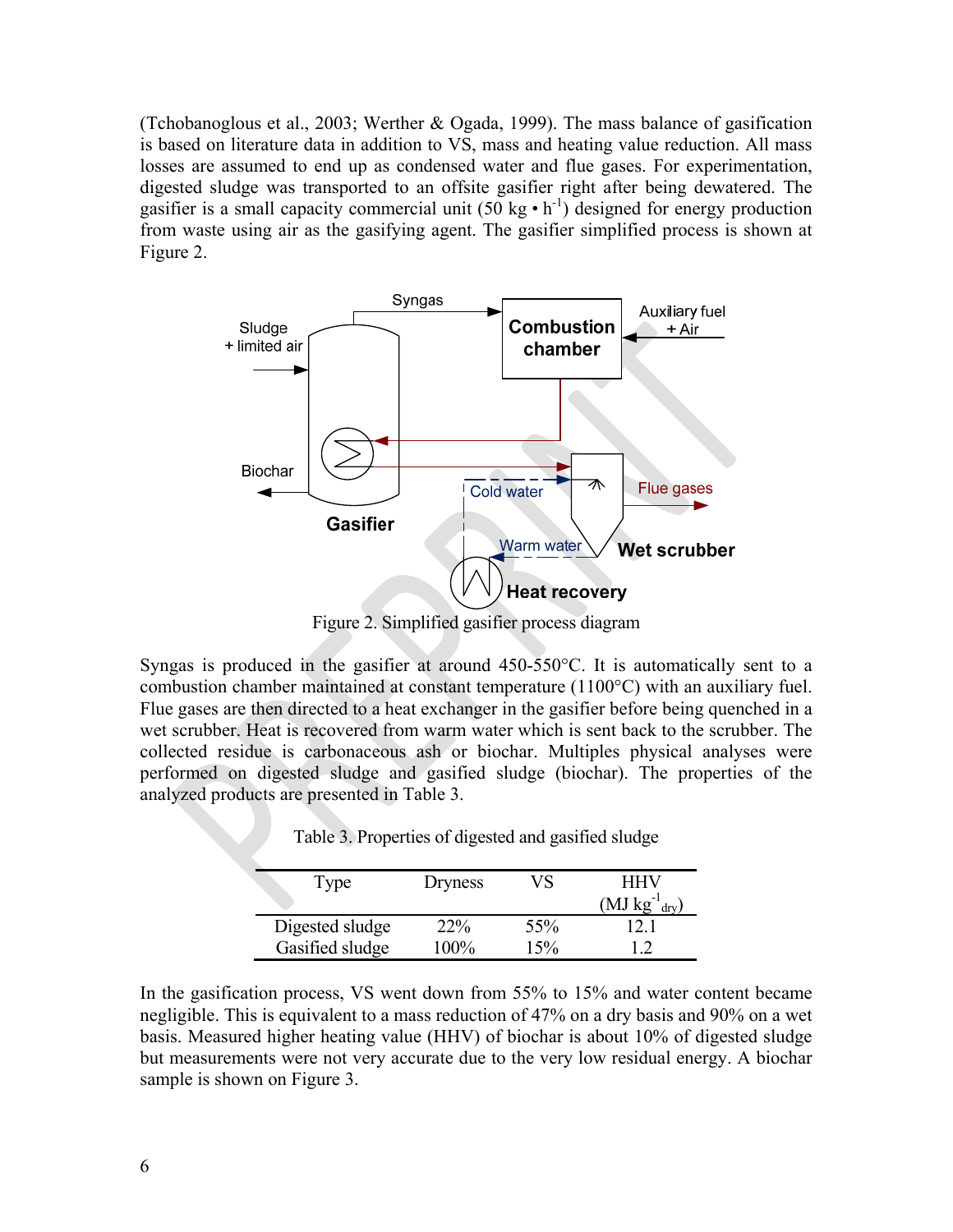(Tchobanoglous et al., 2003; Werther & Ogada, 1999). The mass balance of gasification is based on literature data in addition to VS, mass and heating value reduction. All mass losses are assumed to end up as condensed water and flue gases. For experimentation, digested sludge was transported to an offsite gasifier right after being dewatered. The gasifier is a small capacity commercial unit (50 kg • h$^{-1}$) designed for energy production from waste using air as the gasifying agent. The gasifier simplified process is shown at Figure 2.

Figure 2. Simplified gasifier process diagram

Syngas is produced in the gasifier at around 450-550°C. It is automatically sent to a combustion chamber maintained at constant temperature (1100°C) with an auxiliary fuel. Flue gases are then directed to a heat exchanger in the gasifier before being quenched in a wet scrubber. Heat is recovered from warm water which is sent back to the scrubber. The collected residue is carbonaceous ash or biochar. Multiples physical analyses were performed on digested sludge and gasified sludge (biochar). The properties of the analyzed products are presented in Table 3.

Table 3. Properties of digested and gasified sludge

| Type | Dryness | VS | HHV (MJ kg$^{-1}_{dry}$) |
|---|---|---|---|
| Digested sludge | 22% | 55% | 12.1 |
| Gasified sludge | 100% | 15% | 1.2 |

In the gasification process, VS went down from 55% to 15% and water content became negligible. This is equivalent to a mass reduction of 47% on a dry basis and 90% on a wet basis. Measured higher heating value (HHV) of biochar is about 10% of digested sludge but measurements were not very accurate due to the very low residual energy. A biochar sample is shown on Figure 3.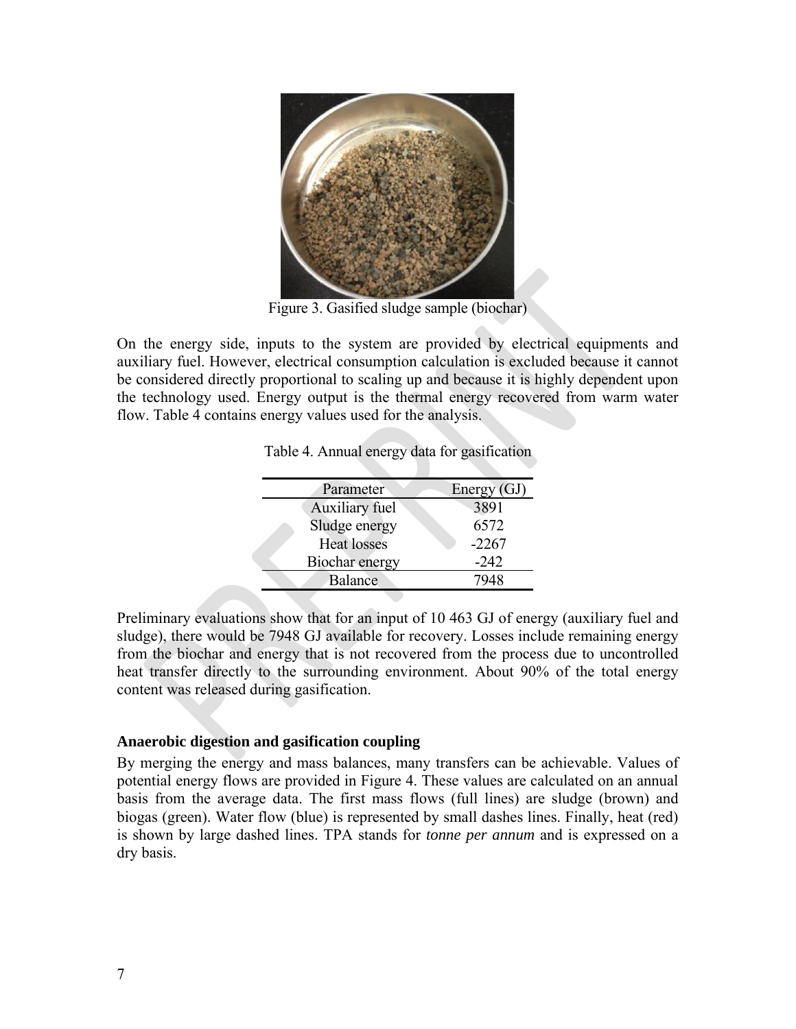Figure 3. Gasified sludge sample (biochar)

On the energy side, inputs to the system are provided by electrical equipments and auxiliary fuel. However, electrical consumption calculation is excluded because it cannot be considered directly proportional to scaling up and because it is highly dependent upon the technology used. Energy output is the thermal energy recovered from warm water flow. Table 4 contains energy values used for the analysis.

Table 4. Annual energy data for gasification

| Parameter | Energy (GJ) |
| --- | --- |
| Auxiliary fuel | 3891 |
| Sludge energy | 6572 |
| Heat losses | -2267 |
| Biochar energy | -242 |
| Balance | 7948 |

Preliminary evaluations show that for an input of 10 463 GJ of energy (auxiliary fuel and sludge), there would be 7948 GJ available for recovery. Losses include remaining energy from the biochar and energy that is not recovered from the process due to uncontrolled heat transfer directly to the surrounding environment. About 90% of the total energy content was released during gasification.

### Anaerobic digestion and gasification coupling

By merging the energy and mass balances, many transfers can be achievable. Values of potential energy flows are provided in Figure 4. These values are calculated on an annual basis from the average data. The first mass flows (full lines) are sludge (brown) and biogas (green). Water flow (blue) is represented by small dashes lines. Finally, heat (red) is shown by large dashed lines. TPA stands for *tonne per annum* and is expressed on a dry basis.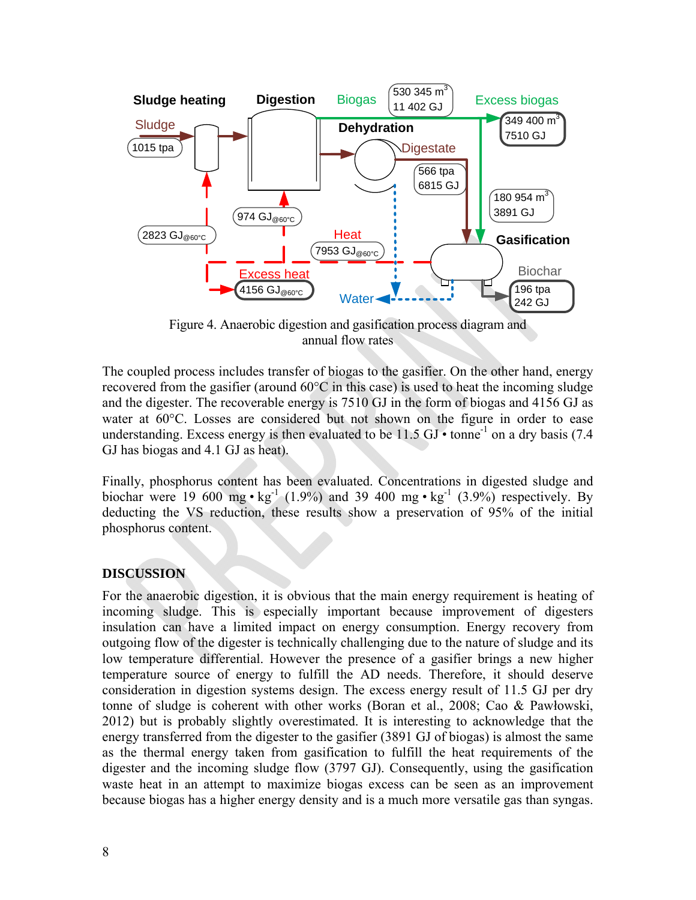Figure 4. Anaerobic digestion and gasification process diagram and annual flow rates

The coupled process includes transfer of biogas to the gasifier. On the other hand, energy recovered from the gasifier (around 60°C in this case) is used to heat the incoming sludge and the digester. The recoverable energy is 7510 GJ in the form of biogas and 4156 GJ as water at 60°C. Losses are considered but not shown on the figure in order to ease understanding. Excess energy is then evaluated to be 11.5 GJ • tonne$^{-1}$ on a dry basis (7.4 GJ has biogas and 4.1 GJ as heat).

Finally, phosphorus content has been evaluated. Concentrations in digested sludge and biochar were 19 600 mg • kg$^{-1}$ (1.9%) and 39 400 mg • kg$^{-1}$ (3.9%) respectively. By deducting the VS reduction, these results show a preservation of 95% of the initial phosphorus content.

## DISCUSSION

For the anaerobic digestion, it is obvious that the main energy requirement is heating of incoming sludge. This is especially important because improvement of digesters insulation can have a limited impact on energy consumption. Energy recovery from outgoing flow of the digester is technically challenging due to the nature of sludge and its low temperature differential. However the presence of a gasifier brings a new higher temperature source of energy to fulfill the AD needs. Therefore, it should deserve consideration in digestion systems design. The excess energy result of 11.5 GJ per dry tonne of sludge is coherent with other works (Boran et al., 2008; Cao & Pawłowski, 2012) but is probably slightly overestimated. It is interesting to acknowledge that the energy transferred from the digester to the gasifier (3891 GJ of biogas) is almost the same as the thermal energy taken from gasification to fulfill the heat requirements of the digester and the incoming sludge flow (3797 GJ). Consequently, using the gasification waste heat in an attempt to maximize biogas excess can be seen as an improvement because biogas has a higher energy density and is a much more versatile gas than syngas.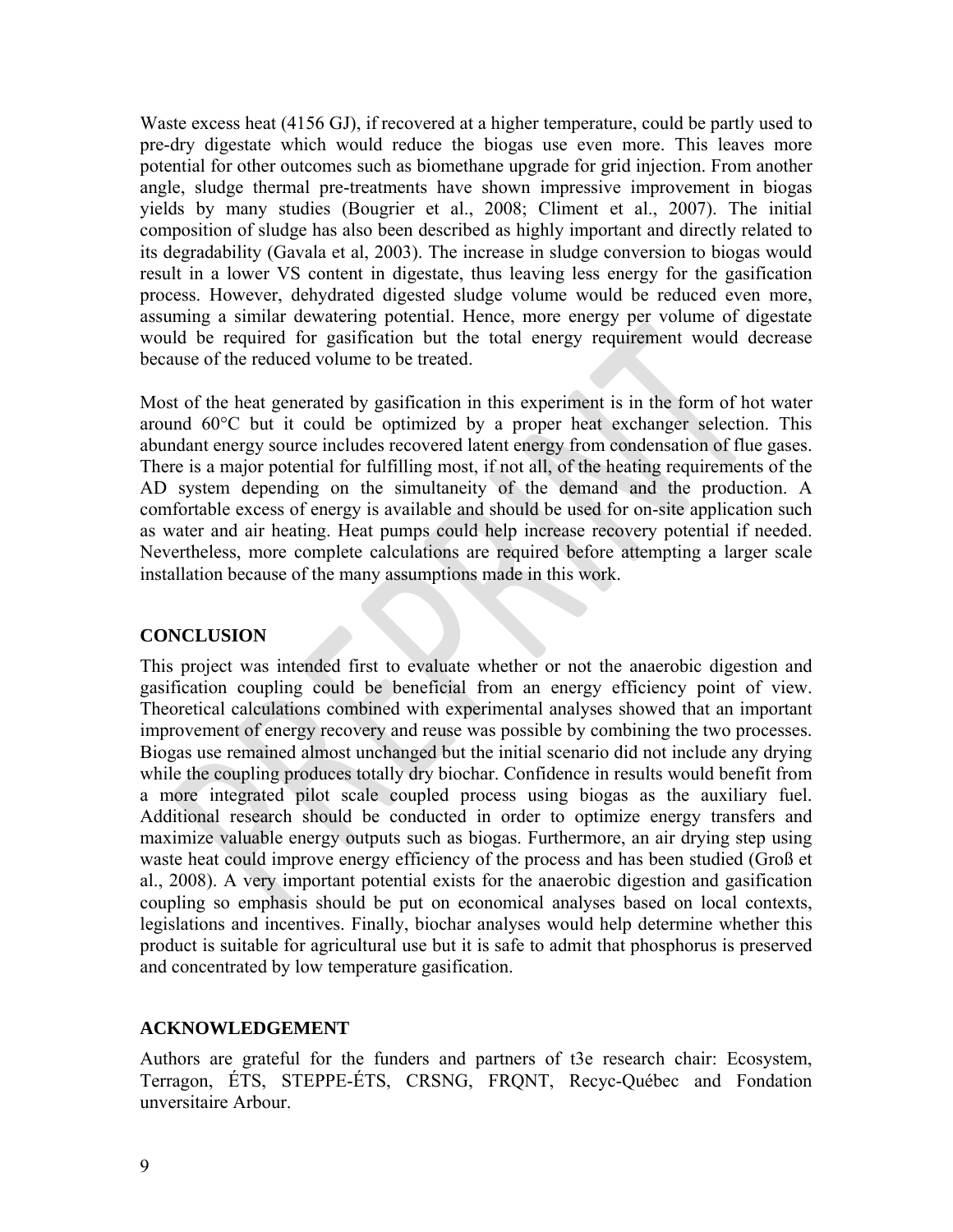Waste excess heat (4156 GJ), if recovered at a higher temperature, could be partly used to pre-dry digestate which would reduce the biogas use even more. This leaves more potential for other outcomes such as biomethane upgrade for grid injection. From another angle, sludge thermal pre-treatments have shown impressive improvement in biogas yields by many studies (Bougrier et al., 2008; Climent et al., 2007). The initial composition of sludge has also been described as highly important and directly related to its degradability (Gavala et al, 2003). The increase in sludge conversion to biogas would result in a lower VS content in digestate, thus leaving less energy for the gasification process. However, dehydrated digested sludge volume would be reduced even more, assuming a similar dewatering potential. Hence, more energy per volume of digestate would be required for gasification but the total energy requirement would decrease because of the reduced volume to be treated.

Most of the heat generated by gasification in this experiment is in the form of hot water around 60°C but it could be optimized by a proper heat exchanger selection. This abundant energy source includes recovered latent energy from condensation of flue gases. There is a major potential for fulfilling most, if not all, of the heating requirements of the AD system depending on the simultaneity of the demand and the production. A comfortable excess of energy is available and should be used for on-site application such as water and air heating. Heat pumps could help increase recovery potential if needed. Nevertheless, more complete calculations are required before attempting a larger scale installation because of the many assumptions made in this work.

## CONCLUSION

This project was intended first to evaluate whether or not the anaerobic digestion and gasification coupling could be beneficial from an energy efficiency point of view. Theoretical calculations combined with experimental analyses showed that an important improvement of energy recovery and reuse was possible by combining the two processes. Biogas use remained almost unchanged but the initial scenario did not include any drying while the coupling produces totally dry biochar. Confidence in results would benefit from a more integrated pilot scale coupled process using biogas as the auxiliary fuel. Additional research should be conducted in order to optimize energy transfers and maximize valuable energy outputs such as biogas. Furthermore, an air drying step using waste heat could improve energy efficiency of the process and has been studied (Groß et al., 2008). A very important potential exists for the anaerobic digestion and gasification coupling so emphasis should be put on economical analyses based on local contexts, legislations and incentives. Finally, biochar analyses would help determine whether this product is suitable for agricultural use but it is safe to admit that phosphorus is preserved and concentrated by low temperature gasification.

## ACKNOWLEDGEMENT

Authors are grateful for the funders and partners of t3e research chair: Ecosystem, Terragon, ÉTS, STEPPE-ÉTS, CRSNG, FRQNT, Recyc-Québec and Fondation unversitaire Arbour.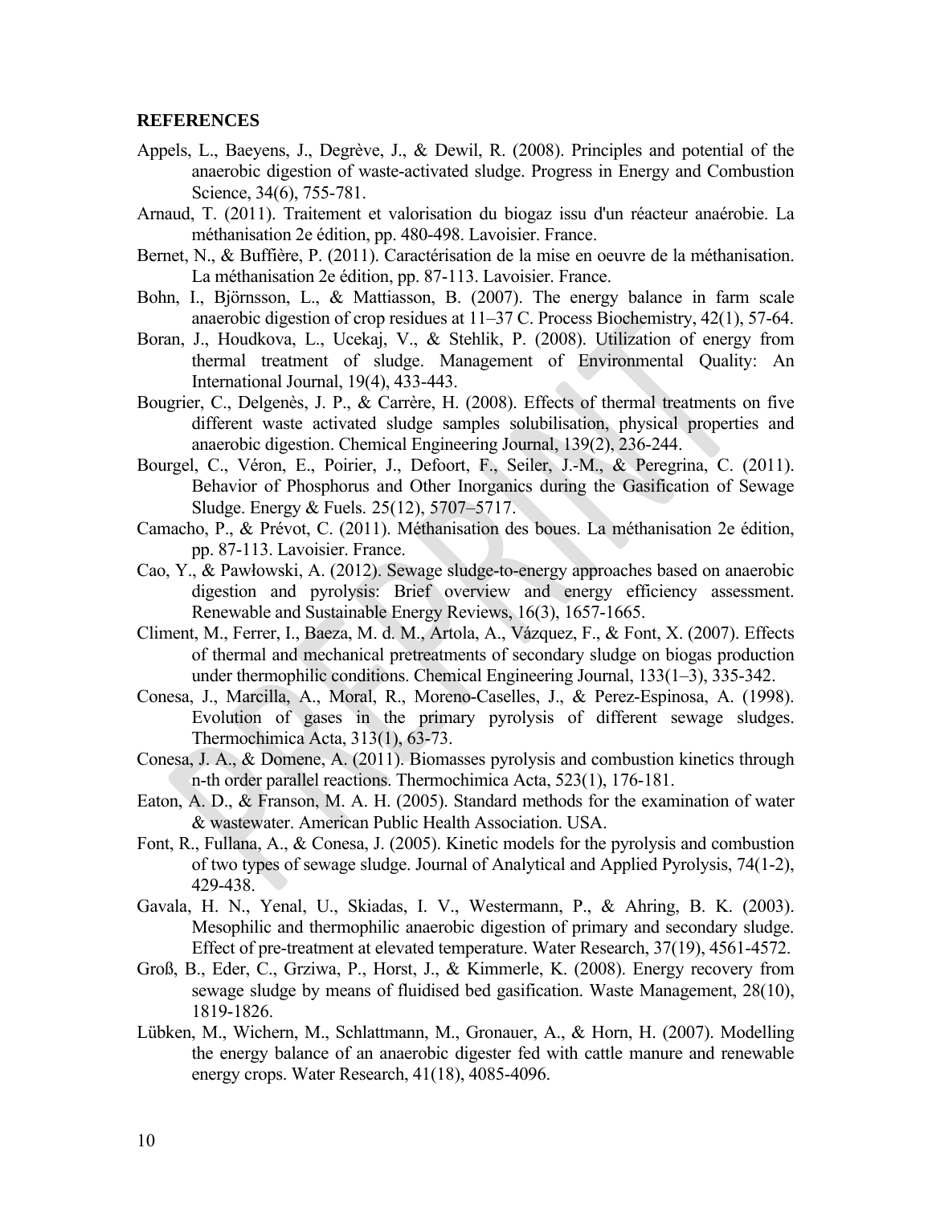**REFERENCES**

Appels, L., Baeyens, J., Degrève, J., & Dewil, R. (2008). Principles and potential of the anaerobic digestion of waste-activated sludge. Progress in Energy and Combustion Science, 34(6), 755-781.

Arnaud, T. (2011). Traitement et valorisation du biogaz issu d'un réacteur anaérobie. La méthanisation 2e édition, pp. 480-498. Lavoisier. France.

Bernet, N., & Buffière, P. (2011). Caractérisation de la mise en oeuvre de la méthanisation. La méthanisation 2e édition, pp. 87-113. Lavoisier. France.

Bohn, I., Björnsson, L., & Mattiasson, B. (2007). The energy balance in farm scale anaerobic digestion of crop residues at 11–37 C. Process Biochemistry, 42(1), 57-64.

Boran, J., Houdkova, L., Ucekaj, V., & Stehlik, P. (2008). Utilization of energy from thermal treatment of sludge. Management of Environmental Quality: An International Journal, 19(4), 433-443.

Bougrier, C., Delgenès, J. P., & Carrère, H. (2008). Effects of thermal treatments on five different waste activated sludge samples solubilisation, physical properties and anaerobic digestion. Chemical Engineering Journal, 139(2), 236-244.

Bourgel, C., Véron, E., Poirier, J., Defoort, F., Seiler, J.-M., & Peregrina, C. (2011). Behavior of Phosphorus and Other Inorganics during the Gasification of Sewage Sludge. Energy & Fuels. 25(12), 5707–5717.

Camacho, P., & Prévot, C. (2011). Méthanisation des boues. La méthanisation 2e édition, pp. 87-113. Lavoisier. France.

Cao, Y., & Pawłowski, A. (2012). Sewage sludge-to-energy approaches based on anaerobic digestion and pyrolysis: Brief overview and energy efficiency assessment. Renewable and Sustainable Energy Reviews, 16(3), 1657-1665.

Climent, M., Ferrer, I., Baeza, M. d. M., Artola, A., Vázquez, F., & Font, X. (2007). Effects of thermal and mechanical pretreatments of secondary sludge on biogas production under thermophilic conditions. Chemical Engineering Journal, 133(1–3), 335-342.

Conesa, J., Marcilla, A., Moral, R., Moreno-Caselles, J., & Perez-Espinosa, A. (1998). Evolution of gases in the primary pyrolysis of different sewage sludges. Thermochimica Acta, 313(1), 63-73.

Conesa, J. A., & Domene, A. (2011). Biomasses pyrolysis and combustion kinetics through n-th order parallel reactions. Thermochimica Acta, 523(1), 176-181.

Eaton, A. D., & Franson, M. A. H. (2005). Standard methods for the examination of water & wastewater. American Public Health Association. USA.

Font, R., Fullana, A., & Conesa, J. (2005). Kinetic models for the pyrolysis and combustion of two types of sewage sludge. Journal of Analytical and Applied Pyrolysis, 74(1-2), 429-438.

Gavala, H. N., Yenal, U., Skiadas, I. V., Westermann, P., & Ahring, B. K. (2003). Mesophilic and thermophilic anaerobic digestion of primary and secondary sludge. Effect of pre-treatment at elevated temperature. Water Research, 37(19), 4561-4572.

Groß, B., Eder, C., Grziwa, P., Horst, J., & Kimmerle, K. (2008). Energy recovery from sewage sludge by means of fluidised bed gasification. Waste Management, 28(10), 1819-1826.

Lübken, M., Wichern, M., Schlattmann, M., Gronauer, A., & Horn, H. (2007). Modelling the energy balance of an anaerobic digester fed with cattle manure and renewable energy crops. Water Research, 41(18), 4085-4096.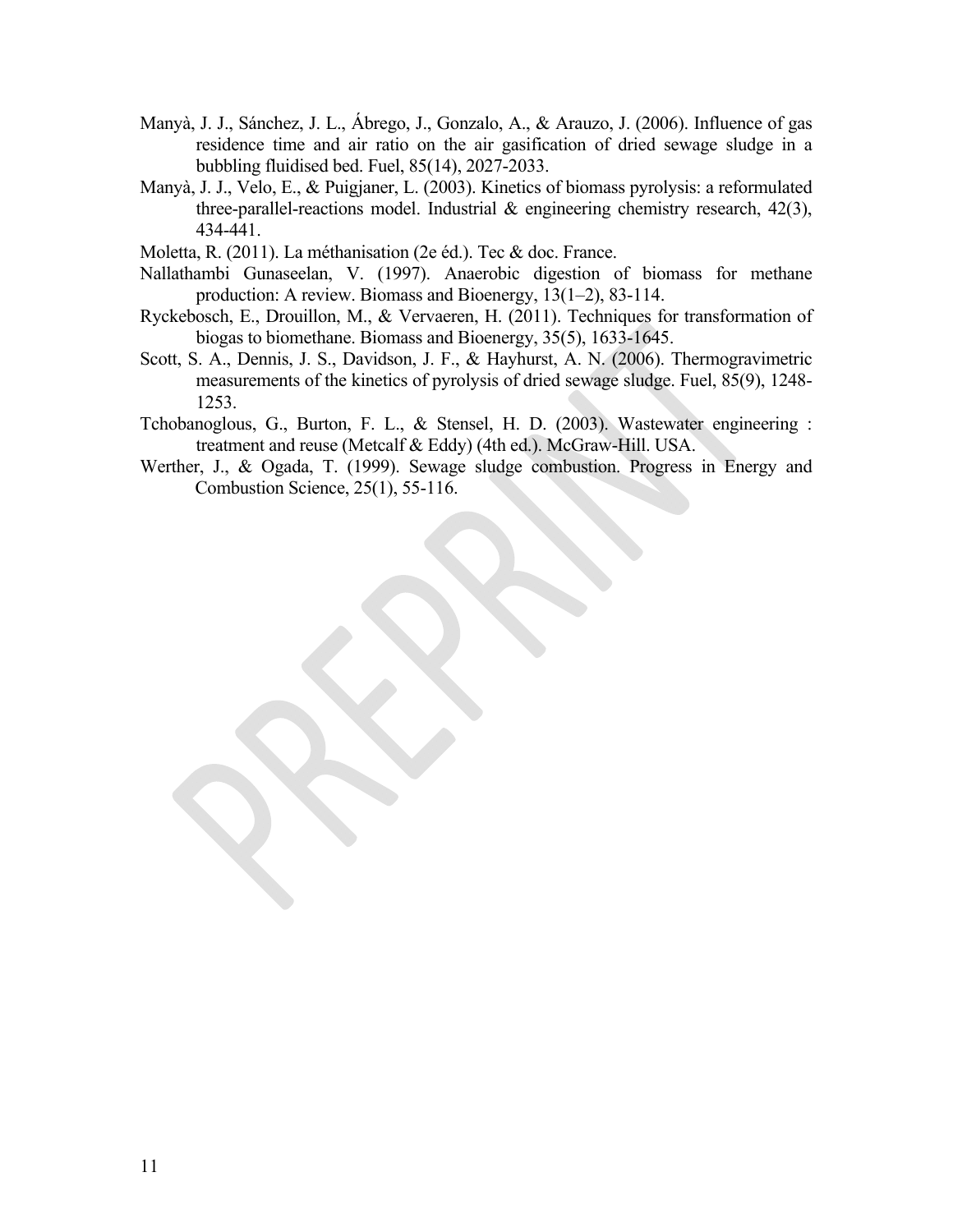Manyà, J. J., Sánchez, J. L., Ábrego, J., Gonzalo, A., & Arauzo, J. (2006). Influence of gas residence time and air ratio on the air gasification of dried sewage sludge in a bubbling fluidised bed. Fuel, 85(14), 2027-2033.

Manyà, J. J., Velo, E., & Puigjaner, L. (2003). Kinetics of biomass pyrolysis: a reformulated three-parallel-reactions model. Industrial & engineering chemistry research, 42(3), 434-441.

Moletta, R. (2011). La méthanisation (2e éd.). Tec & doc. France.

Nallathambi Gunaseelan, V. (1997). Anaerobic digestion of biomass for methane production: A review. Biomass and Bioenergy, 13(1–2), 83-114.

Ryckebosch, E., Drouillon, M., & Vervaeren, H. (2011). Techniques for transformation of biogas to biomethane. Biomass and Bioenergy, 35(5), 1633-1645.

Scott, S. A., Dennis, J. S., Davidson, J. F., & Hayhurst, A. N. (2006). Thermogravimetric measurements of the kinetics of pyrolysis of dried sewage sludge. Fuel, 85(9), 1248-1253.

Tchobanoglous, G., Burton, F. L., & Stensel, H. D. (2003). Wastewater engineering : treatment and reuse (Metcalf & Eddy) (4th ed.). McGraw-Hill. USA.

Werther, J., & Ogada, T. (1999). Sewage sludge combustion. Progress in Energy and Combustion Science, 25(1), 55-116.